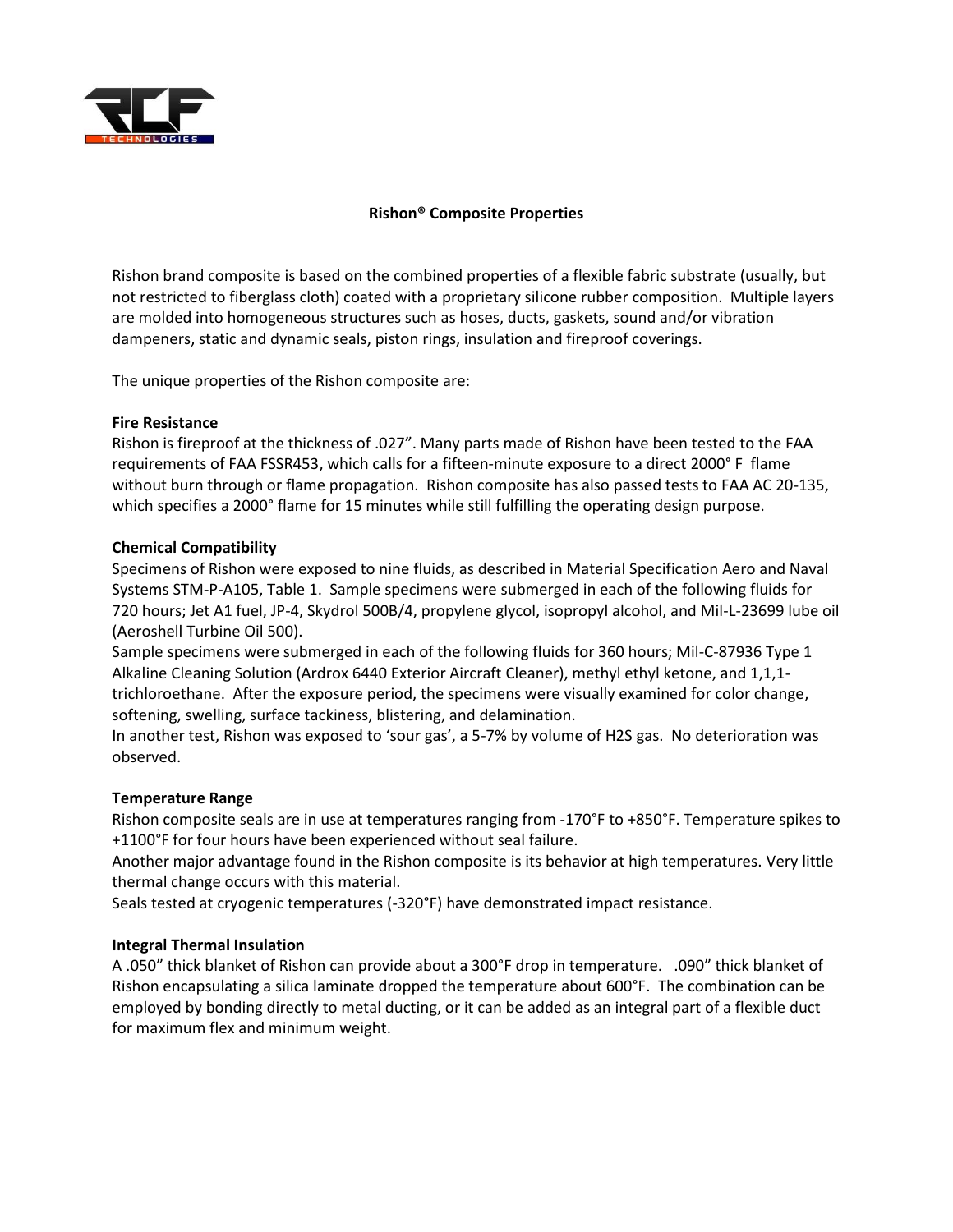# Rishon® Composite Properties

Rishon brand composite is based on the combined properties of a flexible fabric substrate (usually, but not restricted to fiberglass cloth) coated with a proprietary silicone rubber composition. Multiple layers are molded into homogeneous structures such as hoses, ducts, gaskets, sound and/or vibration dampeners, static and dynamic seals, piston rings, insulation and fireproof coverings.

The unique properties of the Rishon composite are:

**Fire Resistance**

Rishon is fireproof at the thickness of .027". Many parts made of Rishon have been tested to the FAA requirements of FAA FSSR453, which calls for a fifteen-minute exposure to a direct 2000° F flame without burn through or flame propagation. Rishon composite has also passed tests to FAA AC 20-135, which specifies a 2000° flame for 15 minutes while still fulfilling the operating design purpose.

**Chemical Compatibility**

Specimens of Rishon were exposed to nine fluids, as described in Material Specification Aero and Naval Systems STM-P-A105, Table 1. Sample specimens were submerged in each of the following fluids for 720 hours; Jet A1 fuel, JP-4, Skydrol 500B/4, propylene glycol, isopropyl alcohol, and Mil-L-23699 lube oil (Aeroshell Turbine Oil 500).

Sample specimens were submerged in each of the following fluids for 360 hours; Mil-C-87936 Type 1 Alkaline Cleaning Solution (Ardrox 6440 Exterior Aircraft Cleaner), methyl ethyl ketone, and 1,1,1-trichloroethane. After the exposure period, the specimens were visually examined for color change, softening, swelling, surface tackiness, blistering, and delamination.

In another test, Rishon was exposed to 'sour gas', a 5-7% by volume of $H_2S$ gas. No deterioration was observed.

**Temperature Range**

Rishon composite seals are in use at temperatures ranging from -170°F to +850°F. Temperature spikes to +1100°F for four hours have been experienced without seal failure.

Another major advantage found in the Rishon composite is its behavior at high temperatures. Very little thermal change occurs with this material.

Seals tested at cryogenic temperatures (-320°F) have demonstrated impact resistance.

**Integral Thermal Insulation**

A .050" thick blanket of Rishon can provide about a 300°F drop in temperature. .090" thick blanket of Rishon encapsulating a silica laminate dropped the temperature about 600°F. The combination can be employed by bonding directly to metal ducting, or it can be added as an integral part of a flexible duct for maximum flex and minimum weight.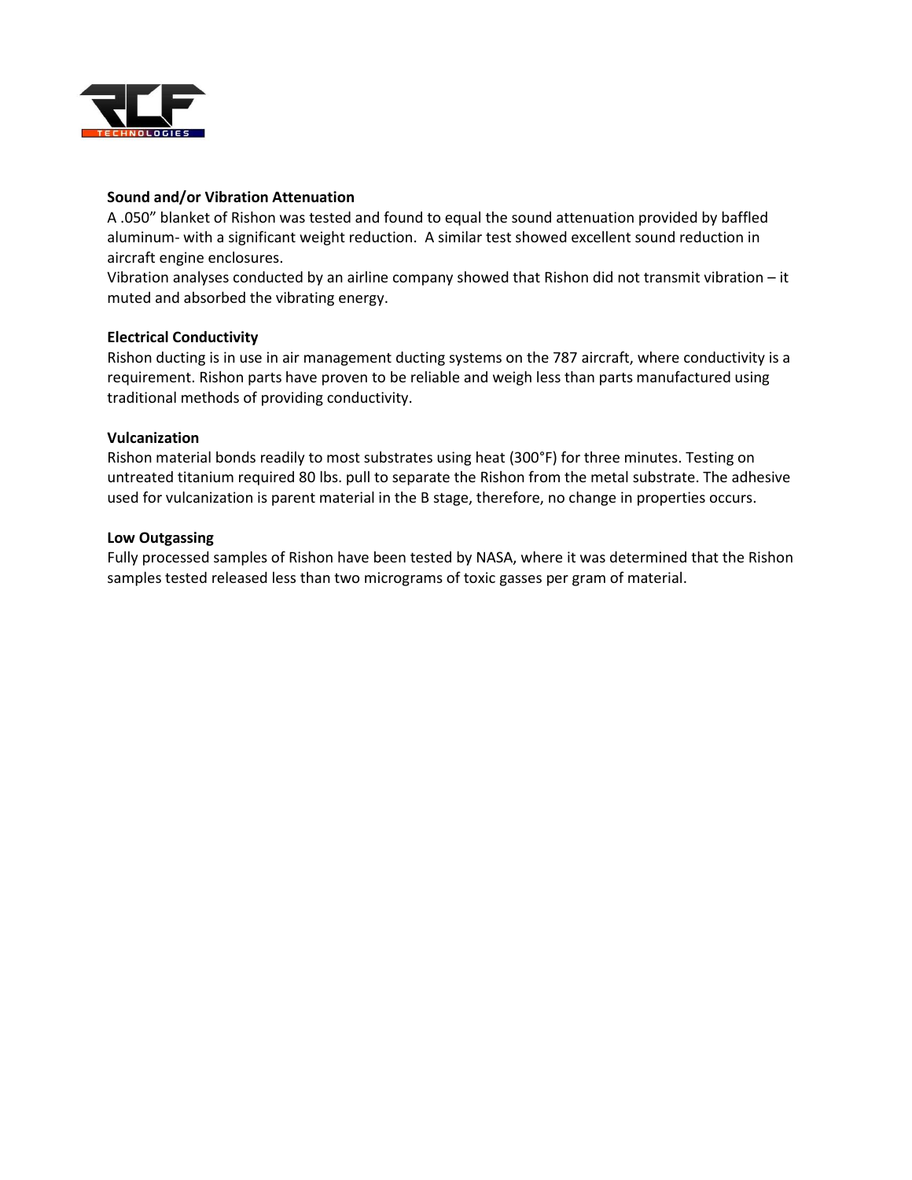**Sound and/or Vibration Attenuation**

A .050" blanket of Rishon was tested and found to equal the sound attenuation provided by baffled aluminum- with a significant weight reduction. A similar test showed excellent sound reduction in aircraft engine enclosures.

Vibration analyses conducted by an airline company showed that Rishon did not transmit vibration – it muted and absorbed the vibrating energy.

**Electrical Conductivity**

Rishon ducting is in use in air management ducting systems on the 787 aircraft, where conductivity is a requirement. Rishon parts have proven to be reliable and weigh less than parts manufactured using traditional methods of providing conductivity.

**Vulcanization**

Rishon material bonds readily to most substrates using heat (300°F) for three minutes. Testing on untreated titanium required 80 lbs. pull to separate the Rishon from the metal substrate. The adhesive used for vulcanization is parent material in the B stage, therefore, no change in properties occurs.

**Low Outgassing**

Fully processed samples of Rishon have been tested by NASA, where it was determined that the Rishon samples tested released less than two micrograms of toxic gasses per gram of material.